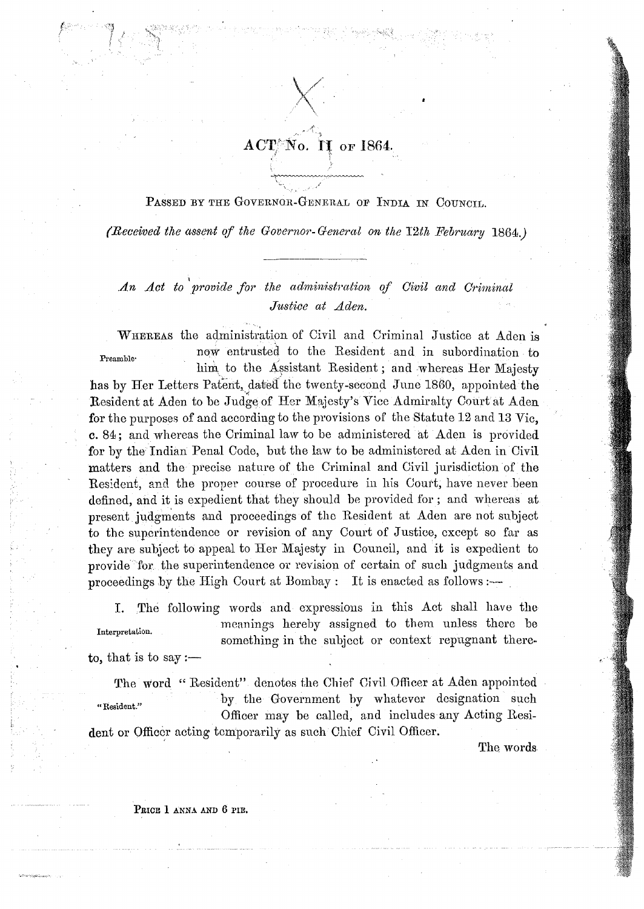# ACT No. II OF 1864.

PASSED BY THE GOVERNOR-GENERAL OF INDIA IN COUNCIL.

*(Received the assent of the Governor-General on the 12th February 1864.)*

*An Act to provide for the administration of Civil and Criminal Justice at Aden.*

Preamble.

WHEREAS the administration of Civil and Criminal Justice at Aden is now entrusted to the Resident and in subordination to him to the Assistant Resident; and whereas Her Majesty has by Her Letters Patent, dated the twenty-second June 1860, appointed the Resident at Aden to be Judge of Her Majesty's Vice Admiralty Court at Aden for the purposes of and according to the provisions of the Statute 12 and 13 Vic, c. 84; and whereas the Criminal law to be administered at Aden is provided for by the Indian Penal Code, but the law to be administered at Aden in Civil matters and the precise nature of the Criminal and Civil jurisdiction of the Resident, and the proper course of procedure in his Court, have never been defined, and it is expedient that they should be provided for; and whereas at present judgments and proceedings of the Resident at Aden are not subject to the superintendence or revision of any Court of Justice, except so far as they are subject to appeal to Her Majesty in Council, and it is expedient to provide for the superintendence or revision of certain of such judgments and proceedings by the High Court at Bombay: It is enacted as follows:—

Interpretation.

I. The following words and expressions in this Act shall have the meanings hereby assigned to them unless there be something in the subject or context repugnant thereto, that is to say:—

"Resident."

The word "Resident" denotes the Chief Civil Officer at Aden appointed by the Government by whatever designation such Officer may be called, and includes any Acting Resident or Officer acting temporarily as such Chief Civil Officer.

The words

PRICE 1 ANNA AND 6 PIE.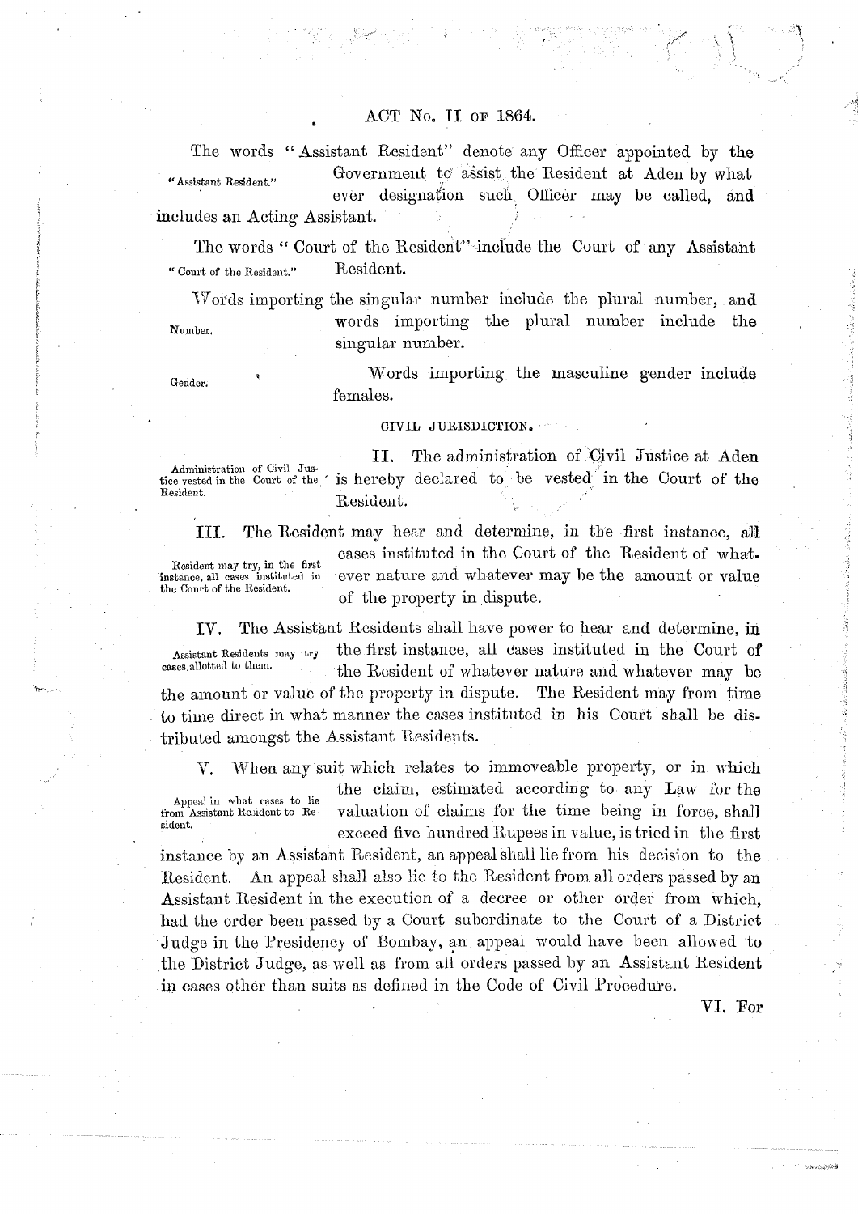ACT No. II OF 1864.

"Assistant Resident." The words "Assistant Resident" denote any Officer appointed by the Government to assist the Resident at Aden by whatever designation such Officer may be called, and includes an Acting Assistant.

"Court of the Resident." The words "Court of the Resident" include the Court of any Assistant Resident.

Number. Words importing the singular number include the plural number, and words importing the plural number include the singular number.

Gender. Words importing the masculine gender include females.

CIVIL JURISDICTION.

Administration of Civil Justice vested in the Court of the Resident. II. The administration of Civil Justice at Aden is hereby declared to be vested in the Court of the Resident.

Resident may try, in the first instance, all cases instituted in the Court of the Resident. III. The Resident may hear and determine, in the first instance, all cases instituted in the Court of the Resident of whatever nature and whatever may be the amount or value of the property in dispute.

Assistant Residents may try cases allotted to them. IV. The Assistant Residents shall have power to hear and determine, in the first instance, all cases instituted in the Court of the Resident of whatever nature and whatever may be the amount or value of the property in dispute. The Resident may from time to time direct in what manner the cases instituted in his Court shall be distributed amongst the Assistant Residents.

Appeal in what cases to lie from Assistant Resident to Resident. V. When any suit which relates to immoveable property, or in which the claim, estimated according to any Law for the valuation of claims for the time being in force, shall exceed five hundred Rupees in value, is tried in the first instance by an Assistant Resident, an appeal shall lie from his decision to the Resident. An appeal shall also lie to the Resident from all orders passed by an Assistant Resident in the execution of a decree or other order from which, had the order been passed by a Court subordinate to the Court of a District Judge in the Presidency of Bombay, an appeal would have been allowed to the District Judge, as well as from all orders passed by an Assistant Resident in cases other than suits as defined in the Code of Civil Procedure.

VI. For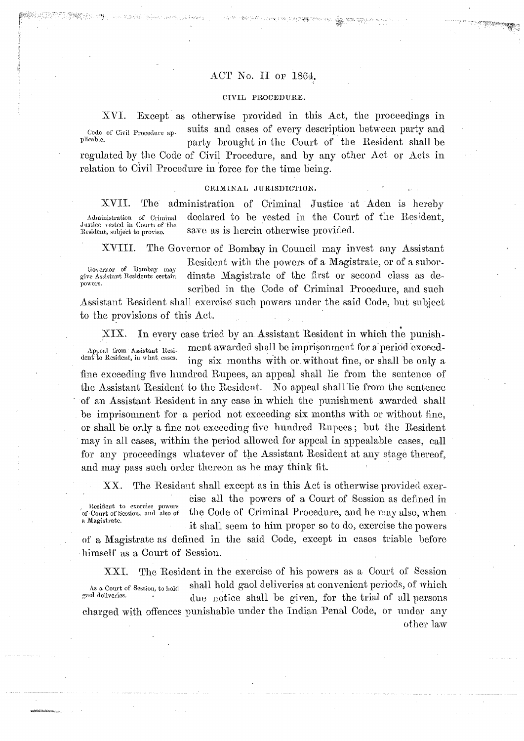ACT No. II of 1864.

CIVIL PROCEDURE.

*Code of Civil Procedure applicable.*

XVI. Except as otherwise provided in this Act, the proceedings in suits and cases of every description between party and party brought in the Court of the Resident shall be regulated by the Code of Civil Procedure, and by any other Act or Acts in relation to Civil Procedure in force for the time being.

CRIMINAL JURISDICTION.

*Administration of Criminal Justice vested in Courts of the Resident, subject to proviso.*

XVII. The administration of Criminal Justice at Aden is hereby declared to be vested in the Court of the Resident, save as is herein otherwise provided.

*Governor of Bombay may give Assistant Residents certain powers.*

XVIII. The Governor of Bombay in Council may invest any Assistant Resident with the powers of a Magistrate, or of a subordinate Magistrate of the first or second class as described in the Code of Criminal Procedure, and such Assistant Resident shall exercise such powers under the said Code, but subject to the provisions of this Act.

*Appeal from Assistant Resident to Resident, in what cases.*

XIX. In every case tried by an Assistant Resident in which the punishment awarded shall be imprisonment for a period exceeding six months with or without fine, or shall be only a fine exceeding five hundred Rupees, an appeal shall lie from the sentence of the Assistant Resident to the Resident. No appeal shall lie from the sentence of an Assistant Resident in any case in which the punishment awarded shall be imprisonment for a period not exceeding six months with or without fine, or shall be only a fine not exceeding five hundred Rupees; but the Resident may in all cases, within the period allowed for appeal in appealable cases, call for any proceedings whatever of the Assistant Resident at any stage thereof, and may pass such order thereon as he may think fit.

*Resident to exercise powers of Court of Session, and also of a Magistrate.*

XX. The Resident shall except as in this Act is otherwise provided exercise all the powers of a Court of Session as defined in the Code of Criminal Procedure, and he may also, when it shall seem to him proper so to do, exercise the powers of a Magistrate as defined in the said Code, except in cases triable before himself as a Court of Session.

*As a Court of Session, to hold gaol deliveries.*

XXI. The Resident in the exercise of his powers as a Court of Session shall hold gaol deliveries at convenient periods, of which due notice shall be given, for the trial of all persons charged with offences punishable under the Indian Penal Code, or under any other law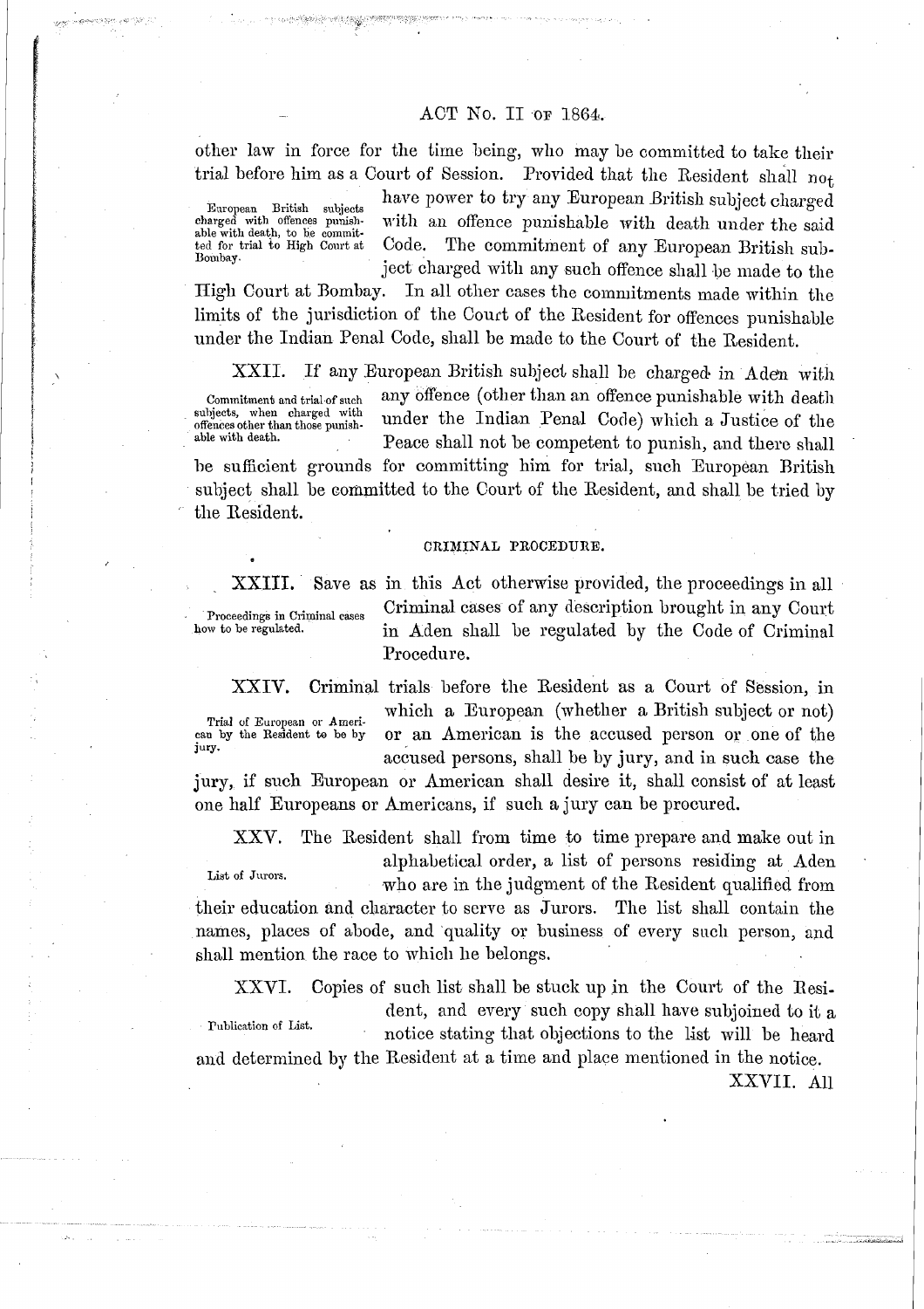other law in force for the time being, who may be committed to take their trial before him as a Court of Session. Provided that the Resident shall not have power to try any European British subject charged with an offence punishable with death under the said Code. The commitment of any European British subject charged with any such offence shall be made to the High Court at Bombay. In all other cases the commitments made within the limits of the jurisdiction of the Court of the Resident for offences punishable under the Indian Penal Code, shall be made to the Court of the Resident.

*European British subjects charged with offences punishable with death, to be committed for trial to High Court at Bombay.*

XXII. If any European British subject shall be charged in Aden with any offence (other than an offence punishable with death under the Indian Penal Code) which a Justice of the Peace shall not be competent to punish, and there shall be sufficient grounds for committing him for trial, such European British subject shall be committed to the Court of the Resident, and shall be tried by the Resident.

*Commitment and trial of such subjects, when charged with offences other than those punishable with death.*

## CRIMINAL PROCEDURE.

XXIII. Save as in this Act otherwise provided, the proceedings in all Criminal cases of any description brought in any Court in Aden shall be regulated by the Code of Criminal Procedure.

*Proceedings in Criminal cases how to be regulated.*

XXIV. Criminal trials before the Resident as a Court of Session, in which a European (whether a British subject or not) or an American is the accused person or one of the accused persons, shall be by jury, and in such case the jury, if such European or American shall desire it, shall consist of at least one half Europeans or Americans, if such a jury can be procured.

*Trial of European or American by the Resident to be by jury.*

XXV. The Resident shall from time to time prepare and make out in alphabetical order, a list of persons residing at Aden who are in the judgment of the Resident qualified from their education and character to serve as Jurors. The list shall contain the names, places of abode, and quality or business of every such person, and shall mention the race to which he belongs.

*List of Jurors.*

XXVI. Copies of such list shall be stuck up in the Court of the Resident, and every such copy shall have subjoined to it a notice stating that objections to the list will be heard and determined by the Resident at a time and place mentioned in the notice.

*Publication of List.*

XXVII. All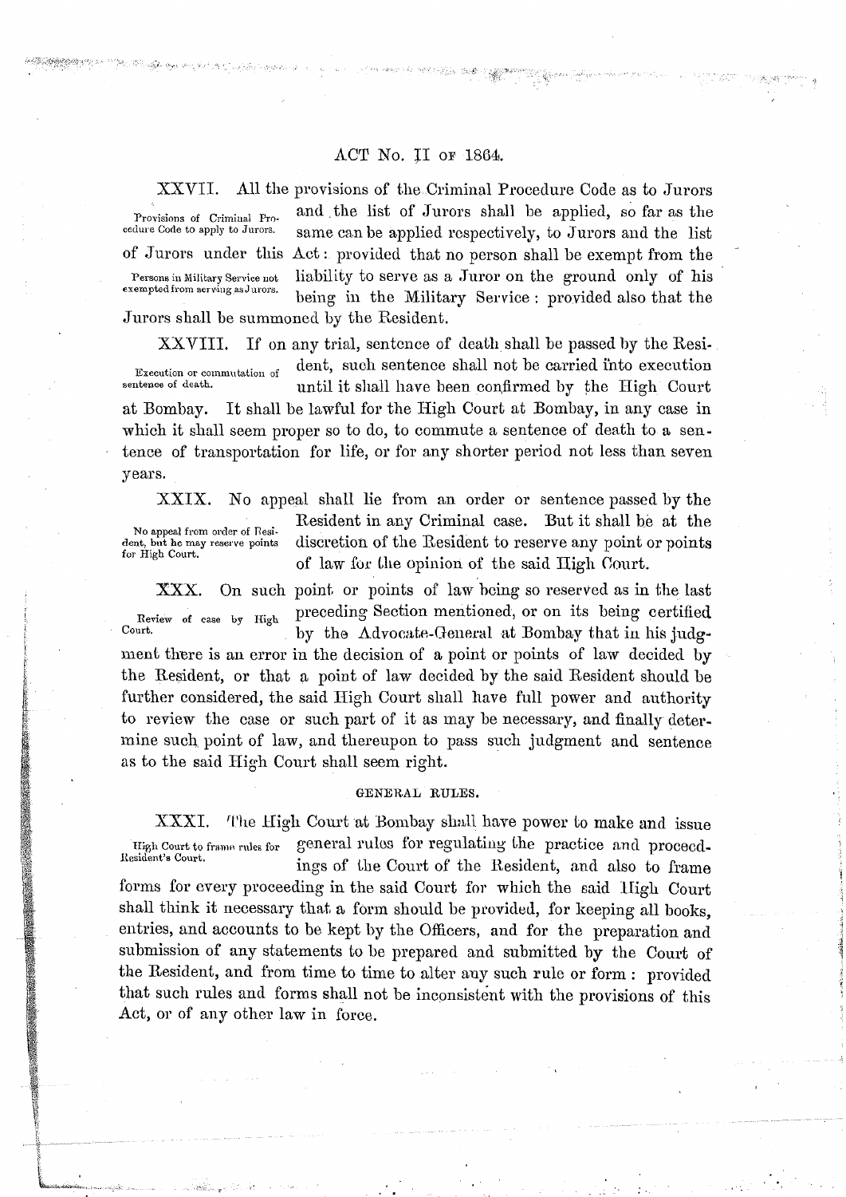## ACT No. II of 1864.

XXVII. All the provisions of the Criminal Procedure Code as to Jurors and the list of Jurors shall be applied, so far as the same can be applied respectively, to Jurors and the list of Jurors under this Act: provided that no person shall be exempt from the liability to serve as a Juror on the ground only of his being in the Military Service: provided also that the Jurors shall be summoned by the Resident.

*Provisions of Criminal Procedure Code to apply to Jurors.*

*Persons in Military Service not exempted from serving as Jurors.*

XXVIII. If on any trial, sentence of death shall be passed by the Resident, such sentence shall not be carried into execution until it shall have been confirmed by the High Court at Bombay. It shall be lawful for the High Court at Bombay, in any case in which it shall seem proper so to do, to commute a sentence of death to a sentence of transportation for life, or for any shorter period not less than seven years.

*Execution or commutation of sentence of death.*

XXIX. No appeal shall lie from an order or sentence passed by the Resident in any Criminal case. But it shall be at the discretion of the Resident to reserve any point or points of law for the opinion of the said High Court.

*No appeal from order of Resident, but he may reserve points for High Court.*

XXX. On such point or points of law being so reserved as in the last preceding Section mentioned, or on its being certified by the Advocate-General at Bombay that in his judgment there is an error in the decision of a point or points of law decided by the Resident, or that a point of law decided by the said Resident should be further considered, the said High Court shall have full power and authority to review the case or such part of it as may be necessary, and finally determine such point of law, and thereupon to pass such judgment and sentence as to the said High Court shall seem right.

*Review of case by High Court.*

### GENERAL RULES.

XXXI. The High Court at Bombay shall have power to make and issue general rules for regulating the practice and proceedings of the Court of the Resident, and also to frame forms for every proceeding in the said Court for which the said High Court shall think it necessary that a form should be provided, for keeping all books, entries, and accounts to be kept by the Officers, and for the preparation and submission of any statements to be prepared and submitted by the Court of the Resident, and from time to time to alter any such rule or form: provided that such rules and forms shall not be inconsistent with the provisions of this Act, or of any other law in force.

*High Court to frame rules for Resident's Court.*